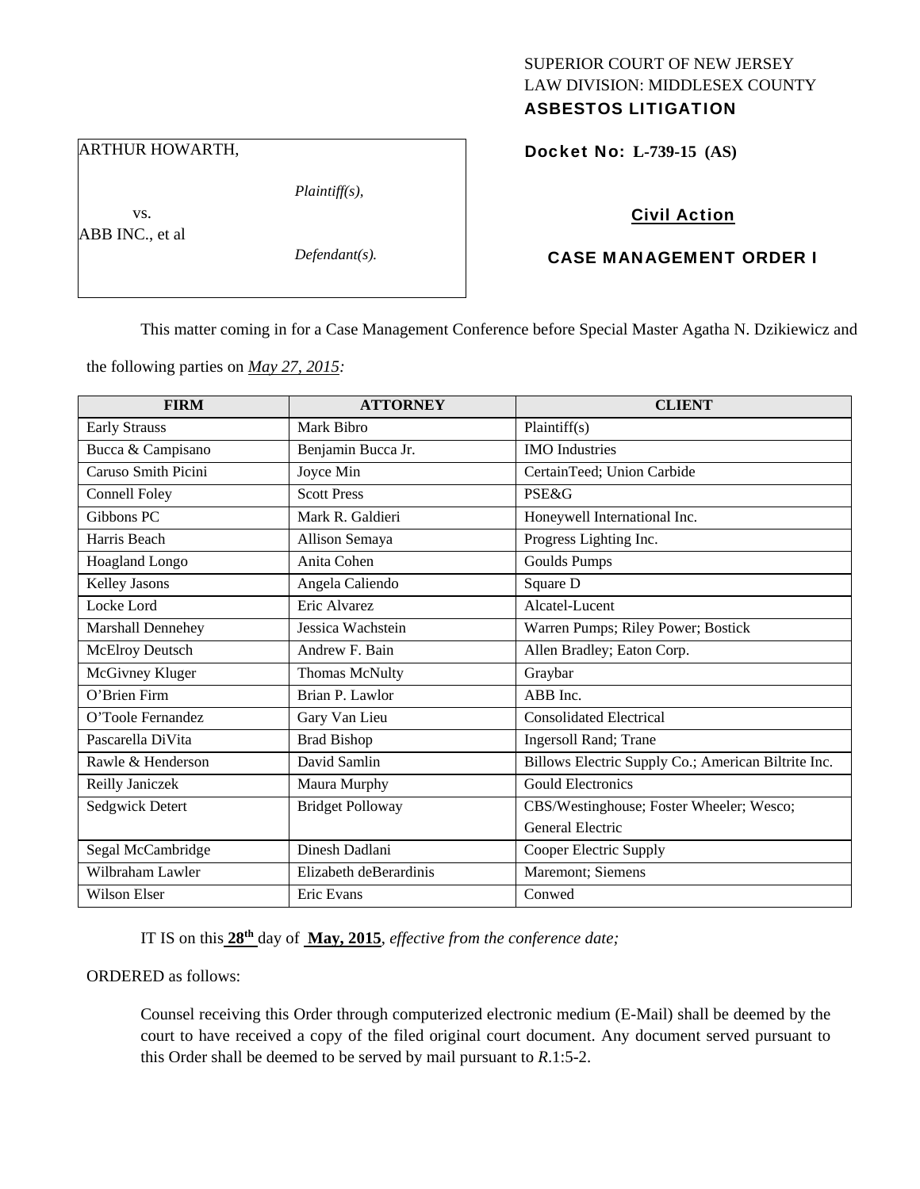SUPERIOR COURT OF NEW JERSEY
LAW DIVISION: MIDDLESEX COUNTY
**ASBESTOS LITIGATION**

ARTHUR HOWARTH,

*Plaintiff(s),*

vs.

ABB INC., et al

*Defendant(s).*

**Docket No: L-739-15 (AS)**

**Civil Action**

**CASE MANAGEMENT ORDER I**

This matter coming in for a Case Management Conference before Special Master Agatha N. Dzikiewicz and the following parties on *May 27, 2015:*

| FIRM | ATTORNEY | CLIENT |
|---|---|---|
| Early Strauss | Mark Bibro | Plaintiff(s) |
| Bucca & Campisano | Benjamin Bucca Jr. | IMO Industries |
| Caruso Smith Picini | Joyce Min | CertainTeed; Union Carbide |
| Connell Foley | Scott Press | PSE&G |
| Gibbons PC | Mark R. Galdieri | Honeywell International Inc. |
| Harris Beach | Allison Semaya | Progress Lighting Inc. |
| Hoagland Longo | Anita Cohen | Goulds Pumps |
| Kelley Jasons | Angela Caliendo | Square D |
| Locke Lord | Eric Alvarez | Alcatel-Lucent |
| Marshall Dennehey | Jessica Wachstein | Warren Pumps; Riley Power; Bostick |
| McElroy Deutsch | Andrew F. Bain | Allen Bradley; Eaton Corp. |
| McGivney Kluger | Thomas McNulty | Graybar |
| O'Brien Firm | Brian P. Lawlor | ABB Inc. |
| O'Toole Fernandez | Gary Van Lieu | Consolidated Electrical |
| Pascarella DiVita | Brad Bishop | Ingersoll Rand; Trane |
| Rawle & Henderson | David Samlin | Billows Electric Supply Co.; American Biltrite Inc. |
| Reilly Janiczek | Maura Murphy | Gould Electronics |
| Sedgwick Detert | Bridget Polloway | CBS/Westinghouse; Foster Wheeler; Wesco; General Electric |
| Segal McCambridge | Dinesh Dadlani | Cooper Electric Supply |
| Wilbraham Lawler | Elizabeth deBerardinis | Maremont; Siemens |
| Wilson Elser | Eric Evans | Conwed |

IT IS on this **28th** day of **May, 2015**, *effective from the conference date;*

ORDERED as follows:

Counsel receiving this Order through computerized electronic medium (E-Mail) shall be deemed by the court to have received a copy of the filed original court document. Any document served pursuant to this Order shall be deemed to be served by mail pursuant to *R*.1:5-2.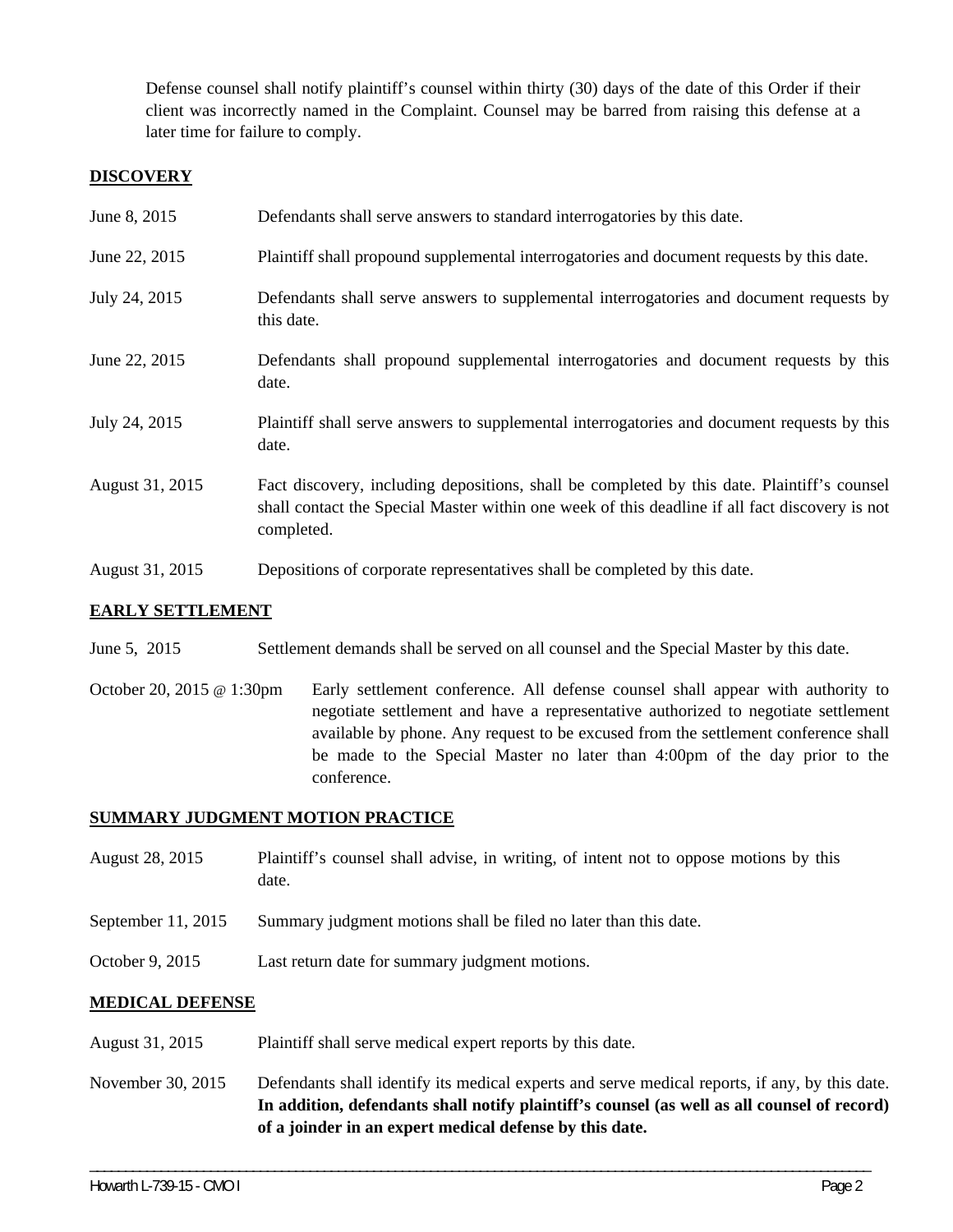Defense counsel shall notify plaintiff's counsel within thirty (30) days of the date of this Order if their client was incorrectly named in the Complaint. Counsel may be barred from raising this defense at a later time for failure to comply.

**DISCOVERY**

| | |
|---|---|
| June 8, 2015 | Defendants shall serve answers to standard interrogatories by this date. |
| June 22, 2015 | Plaintiff shall propound supplemental interrogatories and document requests by this date. |
| July 24, 2015 | Defendants shall serve answers to supplemental interrogatories and document requests by this date. |
| June 22, 2015 | Defendants shall propound supplemental interrogatories and document requests by this date. |
| July 24, 2015 | Plaintiff shall serve answers to supplemental interrogatories and document requests by this date. |
| August 31, 2015 | Fact discovery, including depositions, shall be completed by this date. Plaintiff's counsel shall contact the Special Master within one week of this deadline if all fact discovery is not completed. |
| August 31, 2015 | Depositions of corporate representatives shall be completed by this date. |

**EARLY SETTLEMENT**

| | |
|---|---|
| June 5, 2015 | Settlement demands shall be served on all counsel and the Special Master by this date. |
| October 20, 2015 @ 1:30pm | Early settlement conference. All defense counsel shall appear with authority to negotiate settlement and have a representative authorized to negotiate settlement available by phone. Any request to be excused from the settlement conference shall be made to the Special Master no later than 4:00pm of the day prior to the conference. |

**SUMMARY JUDGMENT MOTION PRACTICE**

| | |
|---|---|
| August 28, 2015 | Plaintiff's counsel shall advise, in writing, of intent not to oppose motions by this date. |
| September 11, 2015 | Summary judgment motions shall be filed no later than this date. |
| October 9, 2015 | Last return date for summary judgment motions. |

**MEDICAL DEFENSE**

| | |
|---|---|
| August 31, 2015 | Plaintiff shall serve medical expert reports by this date. |
| November 30, 2015 | Defendants shall identify its medical experts and serve medical reports, if any, by this date. **In addition, defendants shall notify plaintiff's counsel (as well as all counsel of record) of a joinder in an expert medical defense by this date.** |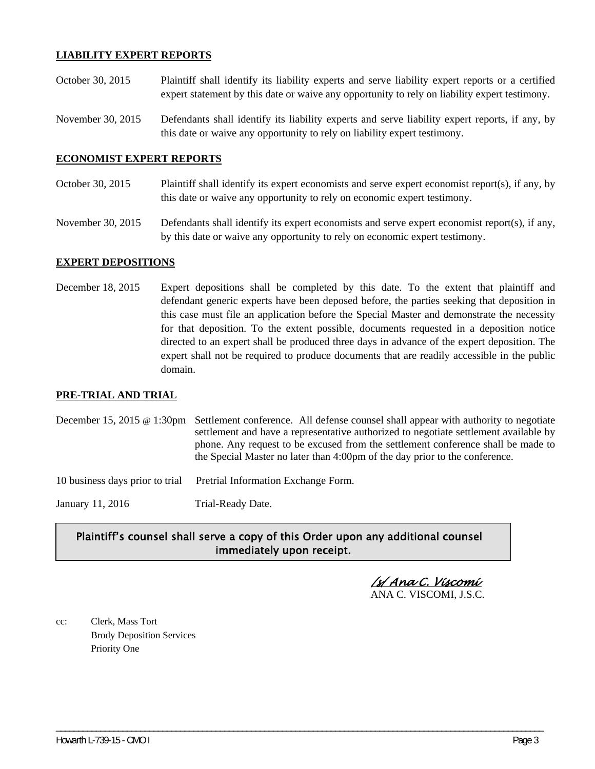**LIABILITY EXPERT REPORTS**

| | |
|---|---|
| October 30, 2015 | Plaintiff shall identify its liability experts and serve liability expert reports or a certified expert statement by this date or waive any opportunity to rely on liability expert testimony. |
| November 30, 2015 | Defendants shall identify its liability experts and serve liability expert reports, if any, by this date or waive any opportunity to rely on liability expert testimony. |

**ECONOMIST EXPERT REPORTS**

| | |
|---|---|
| October 30, 2015 | Plaintiff shall identify its expert economists and serve expert economist report(s), if any, by this date or waive any opportunity to rely on economic expert testimony. |
| November 30, 2015 | Defendants shall identify its expert economists and serve expert economist report(s), if any, by this date or waive any opportunity to rely on economic expert testimony. |

**EXPERT DEPOSITIONS**

| | |
|---|---|
| December 18, 2015 | Expert depositions shall be completed by this date. To the extent that plaintiff and defendant generic experts have been deposed before, the parties seeking that deposition in this case must file an application before the Special Master and demonstrate the necessity for that deposition. To the extent possible, documents requested in a deposition notice directed to an expert shall be produced three days in advance of the expert deposition. The expert shall not be required to produce documents that are readily accessible in the public domain. |

**PRE-TRIAL AND TRIAL**

| | |
|---|---|
| December 15, 2015 @ 1:30pm | Settlement conference. All defense counsel shall appear with authority to negotiate settlement and have a representative authorized to negotiate settlement available by phone. Any request to be excused from the settlement conference shall be made to the Special Master no later than 4:00pm of the day prior to the conference. |
| 10 business days prior to trial | Pretrial Information Exchange Form. |
| January 11, 2016 | Trial-Ready Date. |

**Plaintiff's counsel shall serve a copy of this Order upon any additional counsel immediately upon receipt.**

/s/ Ana C. Viscomi
ANA C. VISCOMI, J.S.C.

cc: Clerk, Mass Tort
Brody Deposition Services
Priority One